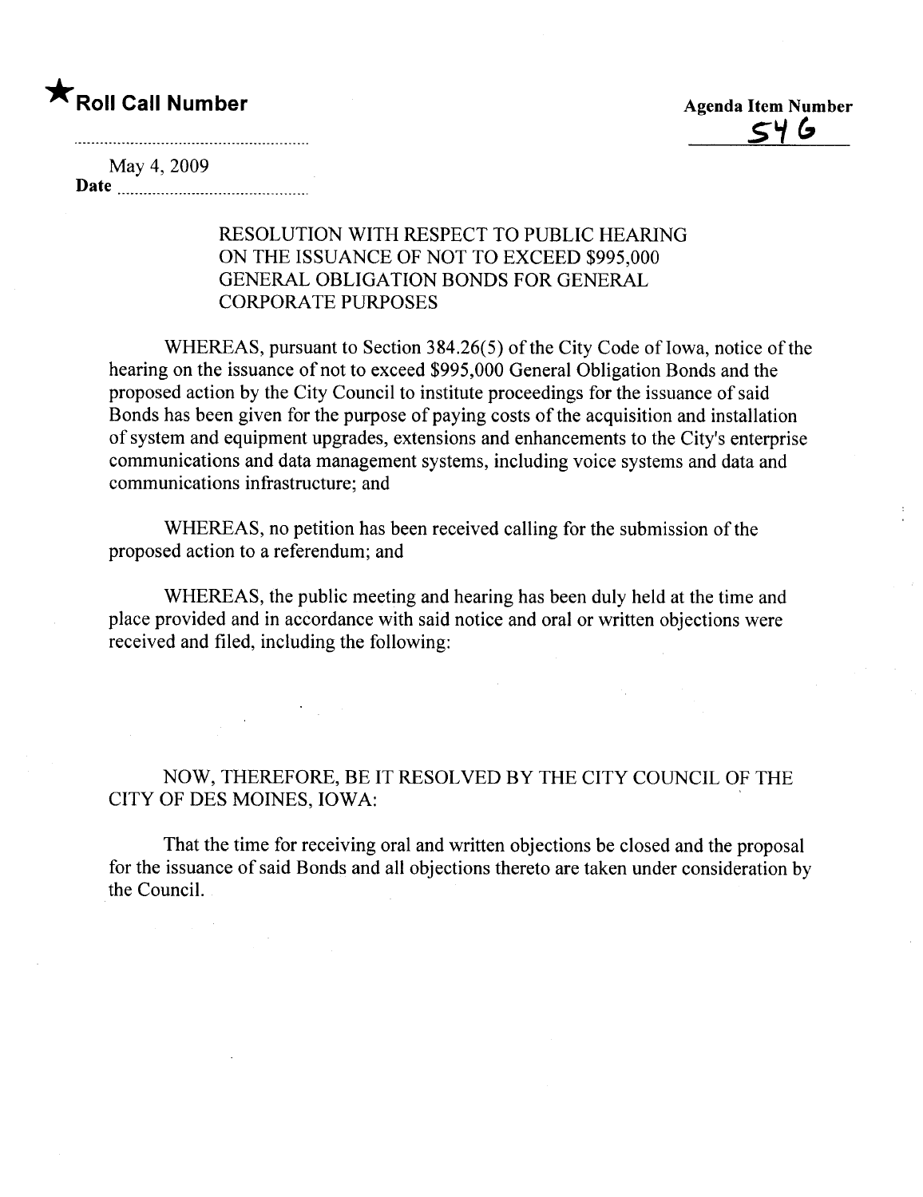★**Roll Call Number**

**Agenda Item Number**

54 G

..........................................................

May 4, 2009

**Date** ..............................................

RESOLUTION WITH RESPECT TO PUBLIC HEARING ON THE ISSUANCE OF NOT TO EXCEED $995,000 GENERAL OBLIGATION BONDS FOR GENERAL CORPORATE PURPOSES

WHEREAS, pursuant to Section 384.26(5) of the City Code of Iowa, notice of the hearing on the issuance of not to exceed $995,000 General Obligation Bonds and the proposed action by the City Council to institute proceedings for the issuance of said Bonds has been given for the purpose of paying costs of the acquisition and installation of system and equipment upgrades, extensions and enhancements to the City's enterprise communications and data management systems, including voice systems and data and communications infrastructure; and

WHEREAS, no petition has been received calling for the submission of the proposed action to a referendum; and

WHEREAS, the public meeting and hearing has been duly held at the time and place provided and in accordance with said notice and oral or written objections were received and filed, including the following:

NOW, THEREFORE, BE IT RESOLVED BY THE CITY COUNCIL OF THE CITY OF DES MOINES, IOWA:

That the time for receiving oral and written objections be closed and the proposal for the issuance of said Bonds and all objections thereto are taken under consideration by the Council.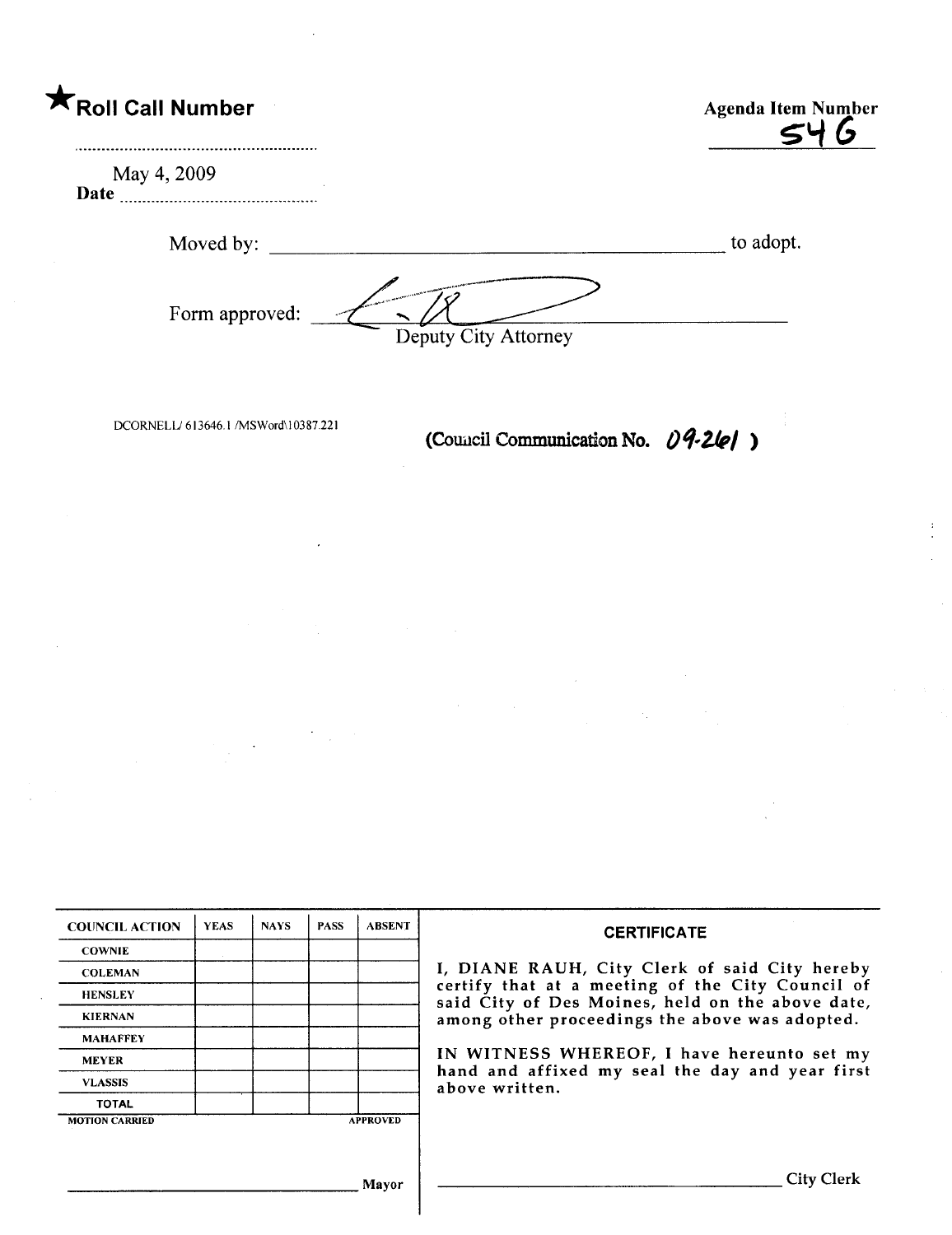★**Roll Call Number**

**Agenda Item Number**
54G

Date May 4, 2009

Moved by: ______________________________ to adopt.

Form approved: ______________________________
Deputy City Attorney

DCORNELL/ 613646.1 /MSWord\10387.221

(Council Communication No. 09-261)

| COUNCIL ACTION | YEAS | NAYS | PASS | ABSENT |
|---|---|---|---|---|
| COWNIE | | | | |
| COLEMAN | | | | |
| HENSLEY | | | | |
| KIERNAN | | | | |
| MAHAFFEY | | | | |
| MEYER | | | | |
| VLASSIS | | | | |
| TOTAL | | | | |

MOTION CARRIED APPROVED

______________________________ Mayor

**CERTIFICATE**

I, DIANE RAUH, City Clerk of said City hereby certify that at a meeting of the City Council of said City of Des Moines, held on the above date, among other proceedings the above was adopted.

IN WITNESS WHEREOF, I have hereunto set my hand and affixed my seal the day and year first above written.

______________________________ City Clerk